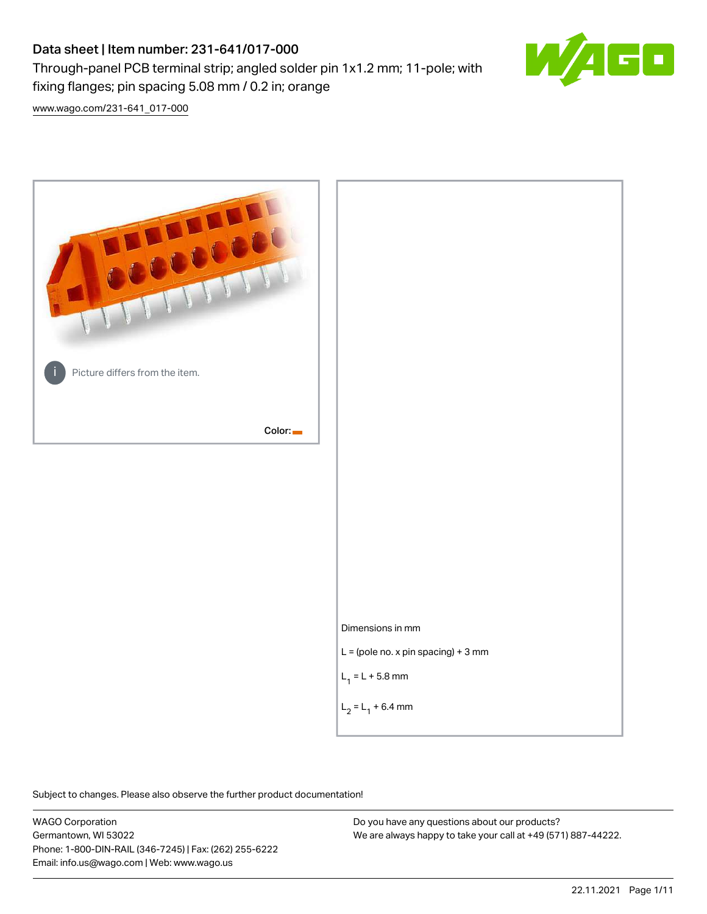# Data sheet | Item number: 231-641/017-000

Through-panel PCB terminal strip; angled solder pin 1x1.2 mm; 11-pole; with fixing flanges; pin spacing 5.08 mm / 0.2 in; orange

www.wago.com/231-641_017-000

Picture differs from the item.

Color:

Dimensions in mm

L = (pole no. x pin spacing) + 3 mm

$L_1$ = L + 5.8 mm

$L_2$ = $L_1$ + 6.4 mm

Subject to changes. Please also observe the further product documentation!

WAGO Corporation
Germantown, WI 53022
Phone: 1-800-DIN-RAIL (346-7245) | Fax: (262) 255-6222
Email: info.us@wago.com | Web: www.wago.us

Do you have any questions about our products?
We are always happy to take your call at +49 (571) 887-44222.

22.11.2021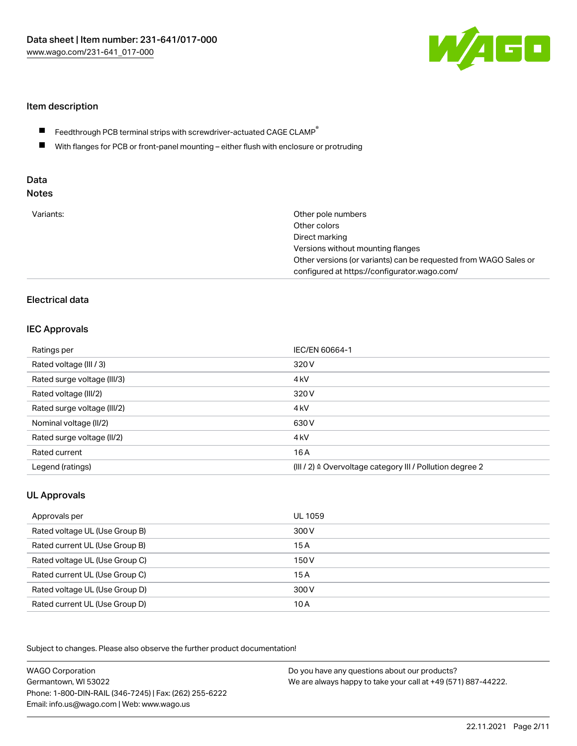## Item description

- Feedthrough PCB terminal strips with screwdriver-actuated CAGE CLAMP®
- With flanges for PCB or front-panel mounting – either flush with enclosure or protruding

## Data
## Notes

| | |
|---|---|
| Variants: | Other pole numbers<br>Other colors<br>Direct marking<br>Versions without mounting flanges<br>Other versions (or variants) can be requested from WAGO Sales or configured at https://configurator.wago.com/ |

## Electrical data

### IEC Approvals

| | |
|---|---|
| Ratings per | IEC/EN 60664-1 |
| Rated voltage (III / 3) | 320 V |
| Rated surge voltage (III/3) | 4 kV |
| Rated voltage (III/2) | 320 V |
| Rated surge voltage (III/2) | 4 kV |
| Nominal voltage (II/2) | 630 V |
| Rated surge voltage (II/2) | 4 kV |
| Rated current | 16 A |
| Legend (ratings) | (III / 2) ≙ Overvoltage category III / Pollution degree 2 |

### UL Approvals

| | |
|---|---|
| Approvals per | UL 1059 |
| Rated voltage UL (Use Group B) | 300 V |
| Rated current UL (Use Group B) | 15 A |
| Rated voltage UL (Use Group C) | 150 V |
| Rated current UL (Use Group C) | 15 A |
| Rated voltage UL (Use Group D) | 300 V |
| Rated current UL (Use Group D) | 10 A |

Subject to changes. Please also observe the further product documentation!

WAGO Corporation
Germantown, WI 53022
Phone: 1-800-DIN-RAIL (346-7245) | Fax: (262) 255-6222
Email: info.us@wago.com | Web: www.wago.us

Do you have any questions about our products?
We are always happy to take your call at +49 (571) 887-44222.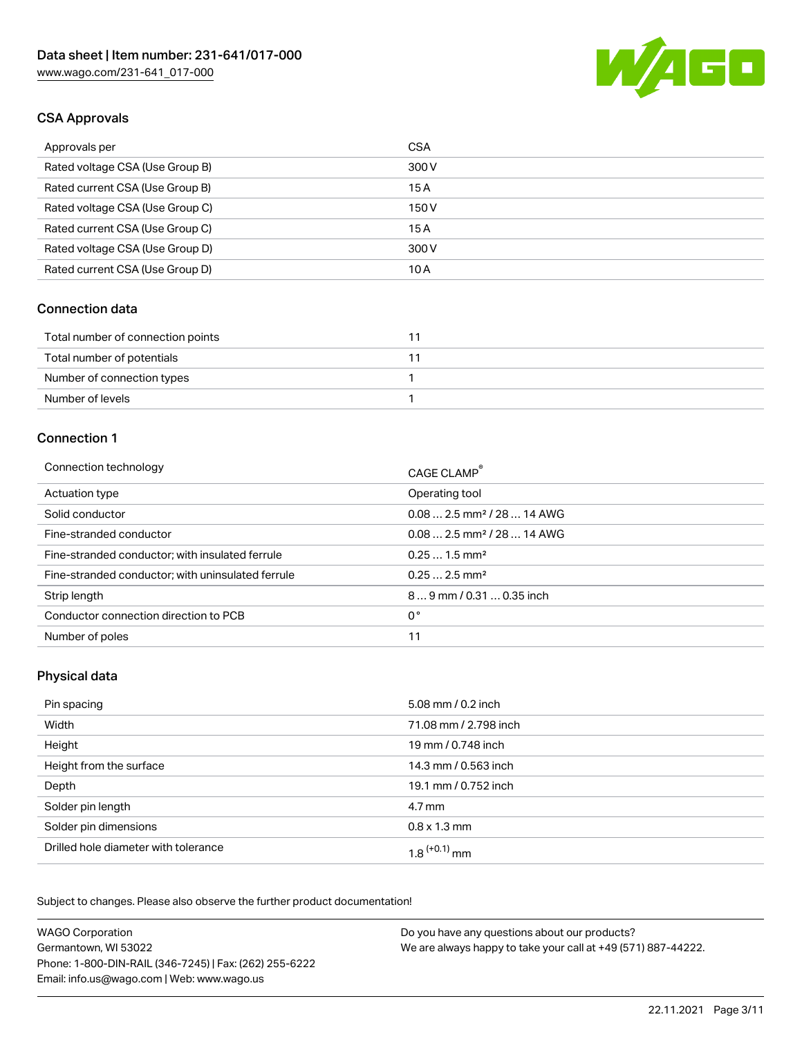## CSA Approvals

| Approvals per | CSA |
| --- | --- |
| Rated voltage CSA (Use Group B) | 300 V |
| Rated current CSA (Use Group B) | 15 A |
| Rated voltage CSA (Use Group C) | 150 V |
| Rated current CSA (Use Group C) | 15 A |
| Rated voltage CSA (Use Group D) | 300 V |
| Rated current CSA (Use Group D) | 10 A |

## Connection data

| | |
| --- | --- |
| Total number of connection points | 11 |
| Total number of potentials | 11 |
| Number of connection types | 1 |
| Number of levels | 1 |

## Connection 1

| | |
| --- | --- |
| Connection technology | CAGE CLAMP® |
| Actuation type | Operating tool |
| Solid conductor | 0.08 … 2.5 mm² / 28 … 14 AWG |
| Fine-stranded conductor | 0.08 … 2.5 mm² / 28 … 14 AWG |
| Fine-stranded conductor; with insulated ferrule | 0.25 … 1.5 mm² |
| Fine-stranded conductor; with uninsulated ferrule | 0.25 … 2.5 mm² |
| Strip length | 8 … 9 mm / 0.31 … 0.35 inch |
| Conductor connection direction to PCB | 0 ° |
| Number of poles | 11 |

## Physical data

| | |
| --- | --- |
| Pin spacing | 5.08 mm / 0.2 inch |
| Width | 71.08 mm / 2.798 inch |
| Height | 19 mm / 0.748 inch |
| Height from the surface | 14.3 mm / 0.563 inch |
| Depth | 19.1 mm / 0.752 inch |
| Solder pin length | 4.7 mm |
| Solder pin dimensions | 0.8 x 1.3 mm |
| Drilled hole diameter with tolerance | $1.8^{(+0.1)}$ mm |

Subject to changes. Please also observe the further product documentation!

WAGO Corporation
Germantown, WI 53022
Phone: 1-800-DIN-RAIL (346-7245) | Fax: (262) 255-6222
Email: info.us@wago.com | Web: www.wago.us

Do you have any questions about our products?
We are always happy to take your call at +49 (571) 887-44222.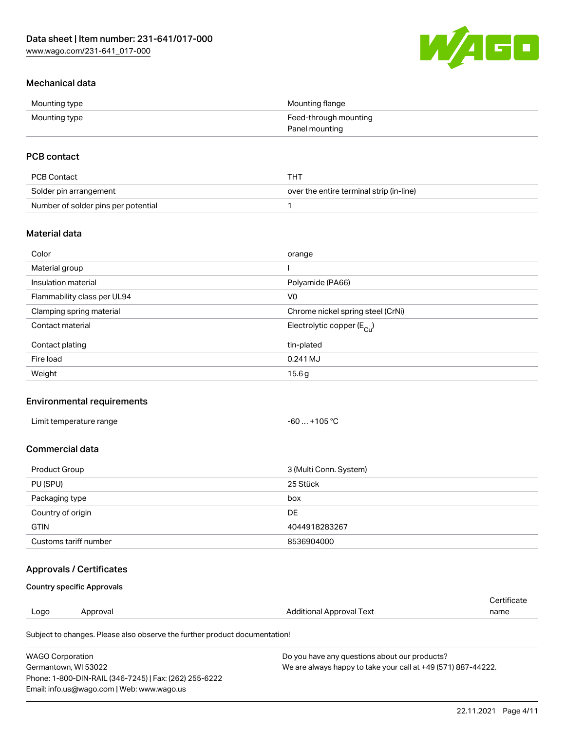## Mechanical data

| | |
|---|---|
| Mounting type | Mounting flange |
| Mounting type | Feed-through mounting<br>Panel mounting |

## PCB contact

| | |
|---|---|
| PCB Contact | THT |
| Solder pin arrangement | over the entire terminal strip (in-line) |
| Number of solder pins per potential | 1 |

## Material data

| | |
|---|---|
| Color | orange |
| Material group | I |
| Insulation material | Polyamide (PA66) |
| Flammability class per UL94 | V0 |
| Clamping spring material | Chrome nickel spring steel (CrNi) |
| Contact material | Electrolytic copper ($E_{Cu}$) |
| Contact plating | tin-plated |
| Fire load | 0.241 MJ |
| Weight | 15.6 g |

## Environmental requirements

| | |
|---|---|
| Limit temperature range | -60 … +105 °C |

## Commercial data

| | |
|---|---|
| Product Group | 3 (Multi Conn. System) |
| PU (SPU) | 25 Stück |
| Packaging type | box |
| Country of origin | DE |
| GTIN | 4044918283267 |
| Customs tariff number | 8536904000 |

## Approvals / Certificates

### Country specific Approvals

| Logo | Approval | Additional Approval Text | Certificate name |
|---|---|---|---|

Subject to changes. Please also observe the further product documentation!

WAGO Corporation
Germantown, WI 53022
Phone: 1-800-DIN-RAIL (346-7245) | Fax: (262) 255-6222
Email: info.us@wago.com | Web: www.wago.us

Do you have any questions about our products?
We are always happy to take your call at +49 (571) 887-44222.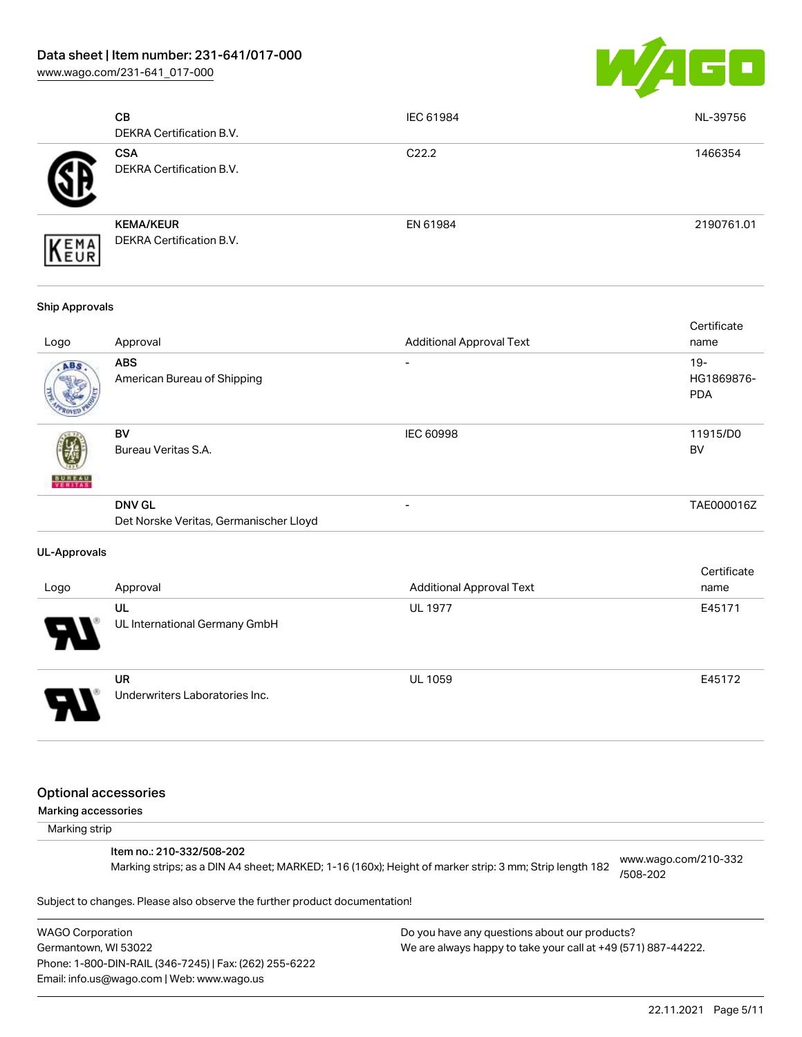| Logo | Approval | Additional Approval Text | Certificate name |
|---|---|---|---|
| | **CB**<br>DEKRA Certification B.V. | IEC 61984 | NL-39756 |
| | **CSA**<br>DEKRA Certification B.V. | C22.2 | 1466354 |
| | **KEMA/KEUR**<br>DEKRA Certification B.V. | EN 61984 | 2190761.01 |

**Ship Approvals**

| Logo | Approval | Additional Approval Text | Certificate name |
|---|---|---|---|
| | **ABS**<br>American Bureau of Shipping | - | 19-HG1869876-PDA |
| | **BV**<br>Bureau Veritas S.A. | IEC 60998 | 11915/D0 BV |
| | **DNV GL**<br>Det Norske Veritas, Germanischer Lloyd | - | TAE000016Z |

**UL-Approvals**

| Logo | Approval | Additional Approval Text | Certificate name |
|---|---|---|---|
| | **UL**<br>UL International Germany GmbH | UL 1977 | E45171 |
| | **UR**<br>Underwriters Laboratories Inc. | UL 1059 | E45172 |

## Optional accessories

### Marking accessories

Marking strip

**Item no.: 210-332/508-202**
Marking strips; as a DIN A4 sheet; MARKED; 1-16 (160x); Height of marker strip: 3 mm; Strip length 182 — www.wago.com/210-332/508-202

Subject to changes. Please also observe the further product documentation!

WAGO Corporation
Germantown, WI 53022
Phone: 1-800-DIN-RAIL (346-7245) | Fax: (262) 255-6222
Email: info.us@wago.com | Web: www.wago.us

Do you have any questions about our products?
We are always happy to take your call at +49 (571) 887-44222.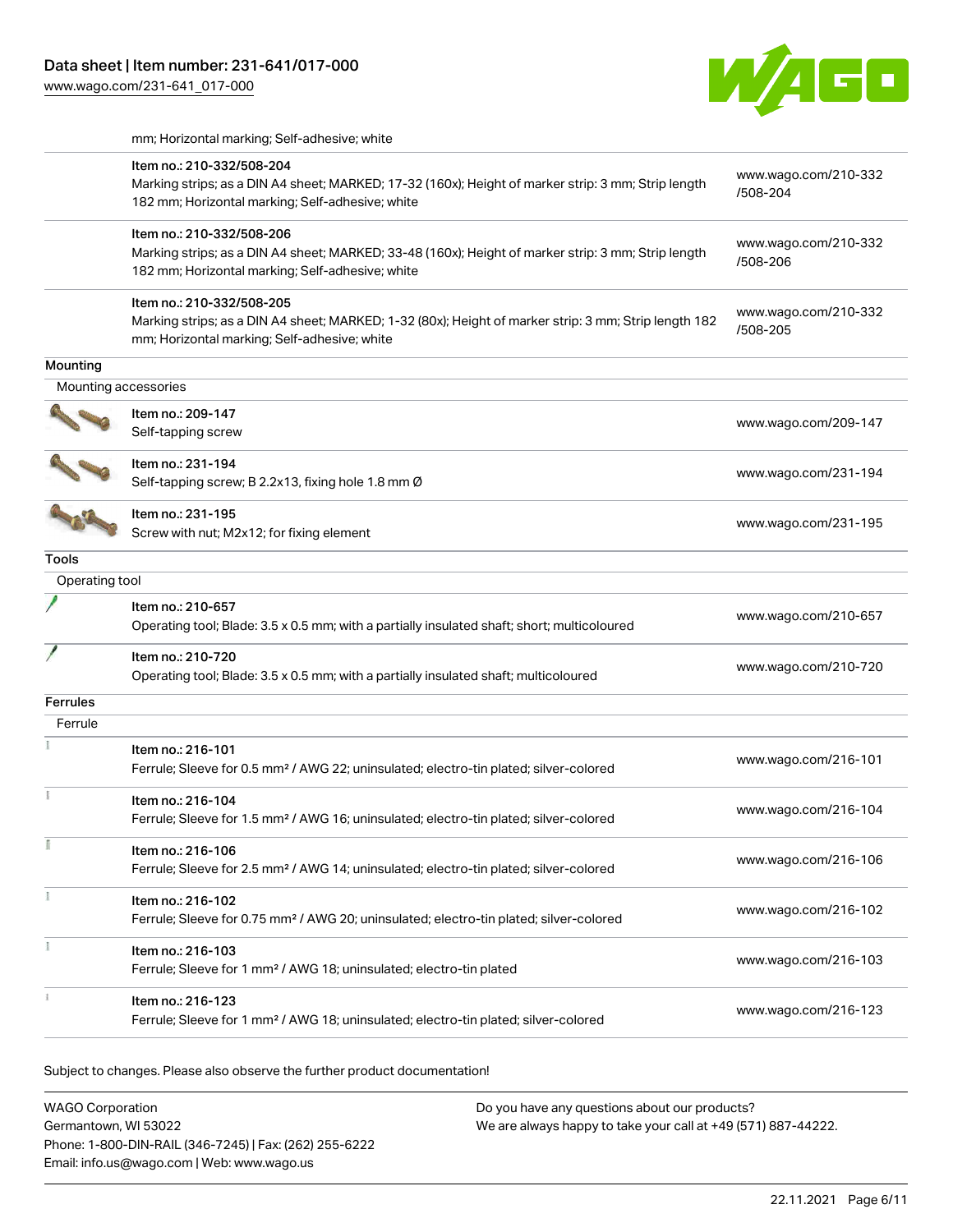mm; Horizontal marking; Self-adhesive; white

| | | |
|---|---|---|
| | Item no.: 210-332/508-204<br>Marking strips; as a DIN A4 sheet; MARKED; 17-32 (160x); Height of marker strip: 3 mm; Strip length 182 mm; Horizontal marking; Self-adhesive; white | www.wago.com/210-332/508-204 |
| | Item no.: 210-332/508-206<br>Marking strips; as a DIN A4 sheet; MARKED; 33-48 (160x); Height of marker strip: 3 mm; Strip length 182 mm; Horizontal marking; Self-adhesive; white | www.wago.com/210-332/508-206 |
| | Item no.: 210-332/508-205<br>Marking strips; as a DIN A4 sheet; MARKED; 1-32 (80x); Height of marker strip: 3 mm; Strip length 182 mm; Horizontal marking; Self-adhesive; white | www.wago.com/210-332/508-205 |

**Mounting**

Mounting accessories

| | | |
|---|---|---|
| | Item no.: 209-147<br>Self-tapping screw | www.wago.com/209-147 |
| | Item no.: 231-194<br>Self-tapping screw; B 2.2x13, fixing hole 1.8 mm Ø | www.wago.com/231-194 |
| | Item no.: 231-195<br>Screw with nut; M2x12; for fixing element | www.wago.com/231-195 |

**Tools**

Operating tool

| | | |
|---|---|---|
| | Item no.: 210-657<br>Operating tool; Blade: 3.5 x 0.5 mm; with a partially insulated shaft; short; multicoloured | www.wago.com/210-657 |
| | Item no.: 210-720<br>Operating tool; Blade: 3.5 x 0.5 mm; with a partially insulated shaft; multicoloured | www.wago.com/210-720 |

**Ferrules**

Ferrule

| | | |
|---|---|---|
| | Item no.: 216-101<br>Ferrule; Sleeve for 0.5 mm² / AWG 22; uninsulated; electro-tin plated; silver-colored | www.wago.com/216-101 |
| | Item no.: 216-104<br>Ferrule; Sleeve for 1.5 mm² / AWG 16; uninsulated; electro-tin plated; silver-colored | www.wago.com/216-104 |
| | Item no.: 216-106<br>Ferrule; Sleeve for 2.5 mm² / AWG 14; uninsulated; electro-tin plated; silver-colored | www.wago.com/216-106 |
| | Item no.: 216-102<br>Ferrule; Sleeve for 0.75 mm² / AWG 20; uninsulated; electro-tin plated; silver-colored | www.wago.com/216-102 |
| | Item no.: 216-103<br>Ferrule; Sleeve for 1 mm² / AWG 18; uninsulated; electro-tin plated | www.wago.com/216-103 |
| | Item no.: 216-123<br>Ferrule; Sleeve for 1 mm² / AWG 18; uninsulated; electro-tin plated; silver-colored | www.wago.com/216-123 |

Subject to changes. Please also observe the further product documentation!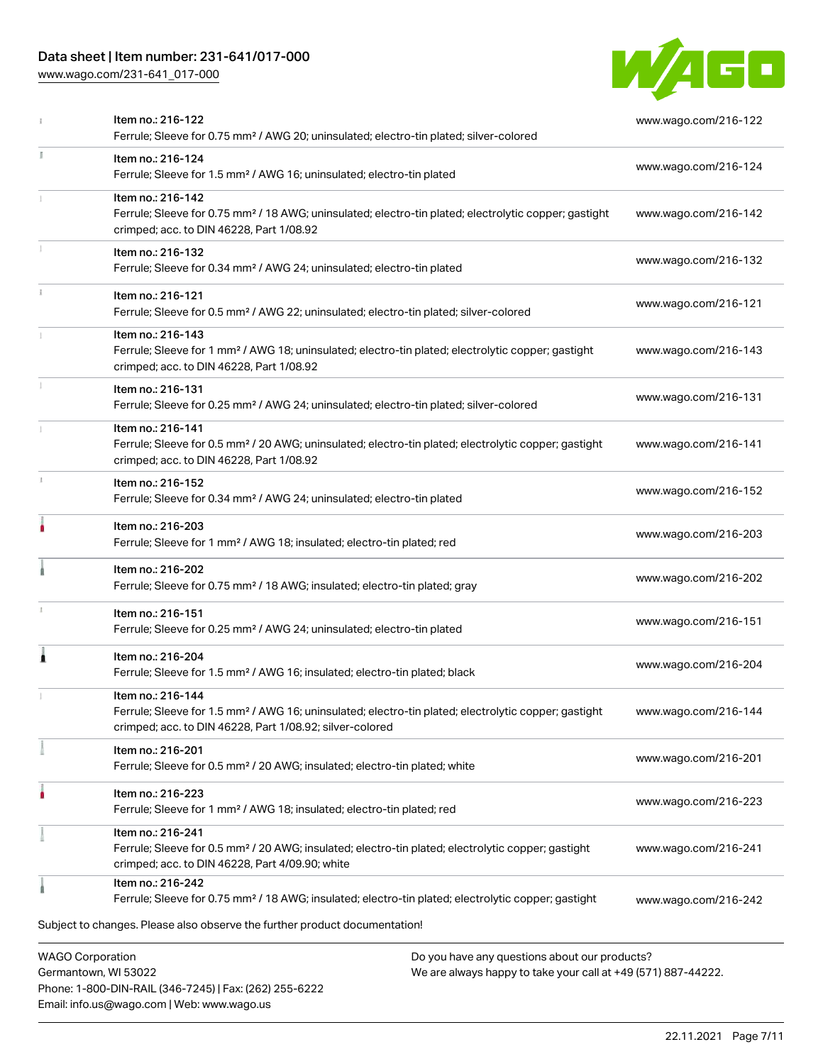| Item | Link |
| --- | --- |
| Item no.: 216-122<br>Ferrule; Sleeve for 0.75 mm² / AWG 20; uninsulated; electro-tin plated; silver-colored | www.wago.com/216-122 |
| Item no.: 216-124<br>Ferrule; Sleeve for 1.5 mm² / AWG 16; uninsulated; electro-tin plated | www.wago.com/216-124 |
| Item no.: 216-142<br>Ferrule; Sleeve for 0.75 mm² / 18 AWG; uninsulated; electro-tin plated; electrolytic copper; gastight crimped; acc. to DIN 46228, Part 1/08.92 | www.wago.com/216-142 |
| Item no.: 216-132<br>Ferrule; Sleeve for 0.34 mm² / AWG 24; uninsulated; electro-tin plated | www.wago.com/216-132 |
| Item no.: 216-121<br>Ferrule; Sleeve for 0.5 mm² / AWG 22; uninsulated; electro-tin plated; silver-colored | www.wago.com/216-121 |
| Item no.: 216-143<br>Ferrule; Sleeve for 1 mm² / AWG 18; uninsulated; electro-tin plated; electrolytic copper; gastight crimped; acc. to DIN 46228, Part 1/08.92 | www.wago.com/216-143 |
| Item no.: 216-131<br>Ferrule; Sleeve for 0.25 mm² / AWG 24; uninsulated; electro-tin plated; silver-colored | www.wago.com/216-131 |
| Item no.: 216-141<br>Ferrule; Sleeve for 0.5 mm² / 20 AWG; uninsulated; electro-tin plated; electrolytic copper; gastight crimped; acc. to DIN 46228, Part 1/08.92 | www.wago.com/216-141 |
| Item no.: 216-152<br>Ferrule; Sleeve for 0.34 mm² / AWG 24; uninsulated; electro-tin plated | www.wago.com/216-152 |
| Item no.: 216-203<br>Ferrule; Sleeve for 1 mm² / AWG 18; insulated; electro-tin plated; red | www.wago.com/216-203 |
| Item no.: 216-202<br>Ferrule; Sleeve for 0.75 mm² / 18 AWG; insulated; electro-tin plated; gray | www.wago.com/216-202 |
| Item no.: 216-151<br>Ferrule; Sleeve for 0.25 mm² / AWG 24; uninsulated; electro-tin plated | www.wago.com/216-151 |
| Item no.: 216-204<br>Ferrule; Sleeve for 1.5 mm² / AWG 16; insulated; electro-tin plated; black | www.wago.com/216-204 |
| Item no.: 216-144<br>Ferrule; Sleeve for 1.5 mm² / AWG 16; uninsulated; electro-tin plated; electrolytic copper; gastight crimped; acc. to DIN 46228, Part 1/08.92; silver-colored | www.wago.com/216-144 |
| Item no.: 216-201<br>Ferrule; Sleeve for 0.5 mm² / 20 AWG; insulated; electro-tin plated; white | www.wago.com/216-201 |
| Item no.: 216-223<br>Ferrule; Sleeve for 1 mm² / AWG 18; insulated; electro-tin plated; red | www.wago.com/216-223 |
| Item no.: 216-241<br>Ferrule; Sleeve for 0.5 mm² / 20 AWG; insulated; electro-tin plated; electrolytic copper; gastight crimped; acc. to DIN 46228, Part 4/09.90; white | www.wago.com/216-241 |
| Item no.: 216-242<br>Ferrule; Sleeve for 0.75 mm² / 18 AWG; insulated; electro-tin plated; electrolytic copper; gastight | www.wago.com/216-242 |

Subject to changes. Please also observe the further product documentation!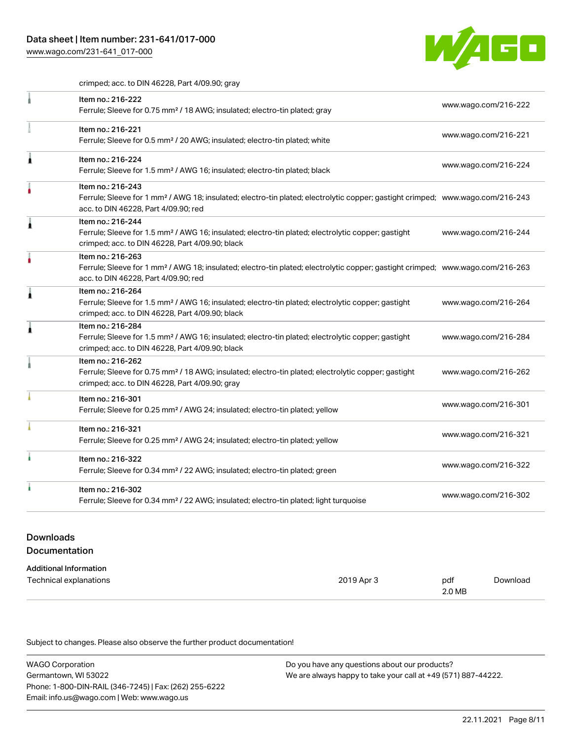crimped; acc. to DIN 46228, Part 4/09.90; gray

| | | |
|---|---|---|
| | Item no.: 216-222<br>Ferrule; Sleeve for 0.75 mm² / 18 AWG; insulated; electro-tin plated; gray | www.wago.com/216-222 |
| | Item no.: 216-221<br>Ferrule; Sleeve for 0.5 mm² / 20 AWG; insulated; electro-tin plated; white | www.wago.com/216-221 |
| | Item no.: 216-224<br>Ferrule; Sleeve for 1.5 mm² / AWG 16; insulated; electro-tin plated; black | www.wago.com/216-224 |
| | Item no.: 216-243<br>Ferrule; Sleeve for 1 mm² / AWG 18; insulated; electro-tin plated; electrolytic copper; gastight crimped; acc. to DIN 46228, Part 4/09.90; red | www.wago.com/216-243 |
| | Item no.: 216-244<br>Ferrule; Sleeve for 1.5 mm² / AWG 16; insulated; electro-tin plated; electrolytic copper; gastight crimped; acc. to DIN 46228, Part 4/09.90; black | www.wago.com/216-244 |
| | Item no.: 216-263<br>Ferrule; Sleeve for 1 mm² / AWG 18; insulated; electro-tin plated; electrolytic copper; gastight crimped; acc. to DIN 46228, Part 4/09.90; red | www.wago.com/216-263 |
| | Item no.: 216-264<br>Ferrule; Sleeve for 1.5 mm² / AWG 16; insulated; electro-tin plated; electrolytic copper; gastight crimped; acc. to DIN 46228, Part 4/09.90; black | www.wago.com/216-264 |
| | Item no.: 216-284<br>Ferrule; Sleeve for 1.5 mm² / AWG 16; insulated; electro-tin plated; electrolytic copper; gastight crimped; acc. to DIN 46228, Part 4/09.90; black | www.wago.com/216-284 |
| | Item no.: 216-262<br>Ferrule; Sleeve for 0.75 mm² / 18 AWG; insulated; electro-tin plated; electrolytic copper; gastight crimped; acc. to DIN 46228, Part 4/09.90; gray | www.wago.com/216-262 |
| | Item no.: 216-301<br>Ferrule; Sleeve for 0.25 mm² / AWG 24; insulated; electro-tin plated; yellow | www.wago.com/216-301 |
| | Item no.: 216-321<br>Ferrule; Sleeve for 0.25 mm² / AWG 24; insulated; electro-tin plated; yellow | www.wago.com/216-321 |
| | Item no.: 216-322<br>Ferrule; Sleeve for 0.34 mm² / 22 AWG; insulated; electro-tin plated; green | www.wago.com/216-322 |
| | Item no.: 216-302<br>Ferrule; Sleeve for 0.34 mm² / 22 AWG; insulated; electro-tin plated; light turquoise | www.wago.com/216-302 |

## Downloads

## Documentation

**Additional Information**

| | | | |
|---|---|---|---|
| Technical explanations | 2019 Apr 3 | pdf<br>2.0 MB | Download |

Subject to changes. Please also observe the further product documentation!

WAGO Corporation
Germantown, WI 53022
Phone: 1-800-DIN-RAIL (346-7245) | Fax: (262) 255-6222
Email: info.us@wago.com | Web: www.wago.us

Do you have any questions about our products?
We are always happy to take your call at +49 (571) 887-44222.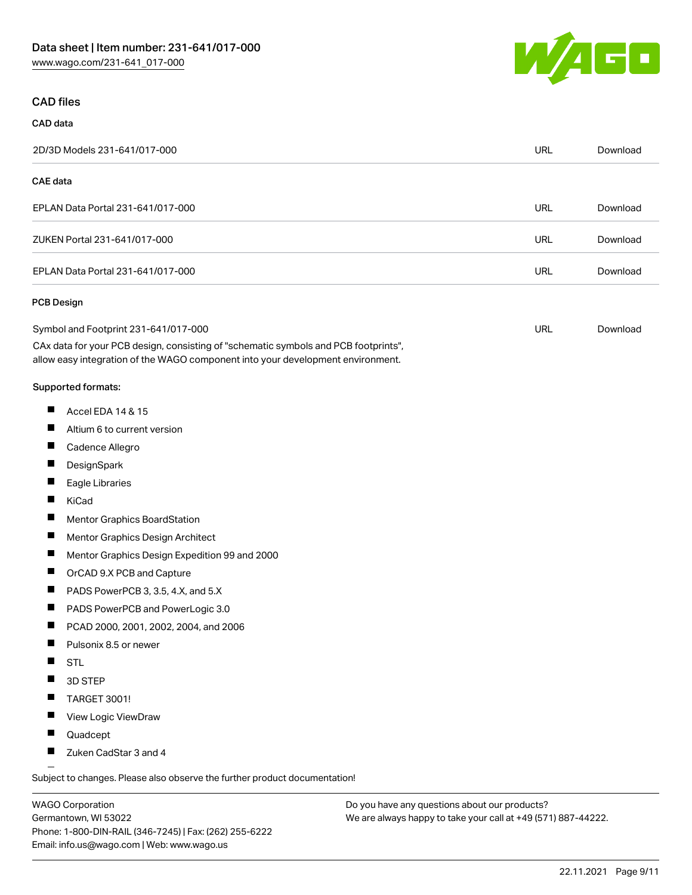## CAD files

### CAD data

| 2D/3D Models 231-641/017-000 | URL | Download |
|---|---|---|

### CAE data

| | | |
|---|---|---|
| EPLAN Data Portal 231-641/017-000 | URL | Download |
| ZUKEN Portal 231-641/017-000 | URL | Download |
| EPLAN Data Portal 231-641/017-000 | URL | Download |

### PCB Design

| Symbol and Footprint 231-641/017-000 | URL | Download |
|---|---|---|

CAx data for your PCB design, consisting of "schematic symbols and PCB footprints", allow easy integration of the WAGO component into your development environment.

Supported formats:

- Accel EDA 14 & 15
- Altium 6 to current version
- Cadence Allegro
- DesignSpark
- Eagle Libraries
- KiCad
- Mentor Graphics BoardStation
- Mentor Graphics Design Architect
- Mentor Graphics Design Expedition 99 and 2000
- OrCAD 9.X PCB and Capture
- PADS PowerPCB 3, 3.5, 4.X, and 5.X
- PADS PowerPCB and PowerLogic 3.0
- PCAD 2000, 2001, 2002, 2004, and 2006
- Pulsonix 8.5 or newer
- STL
- 3D STEP
- TARGET 3001!
- View Logic ViewDraw
- Quadcept
- Zuken CadStar 3 and 4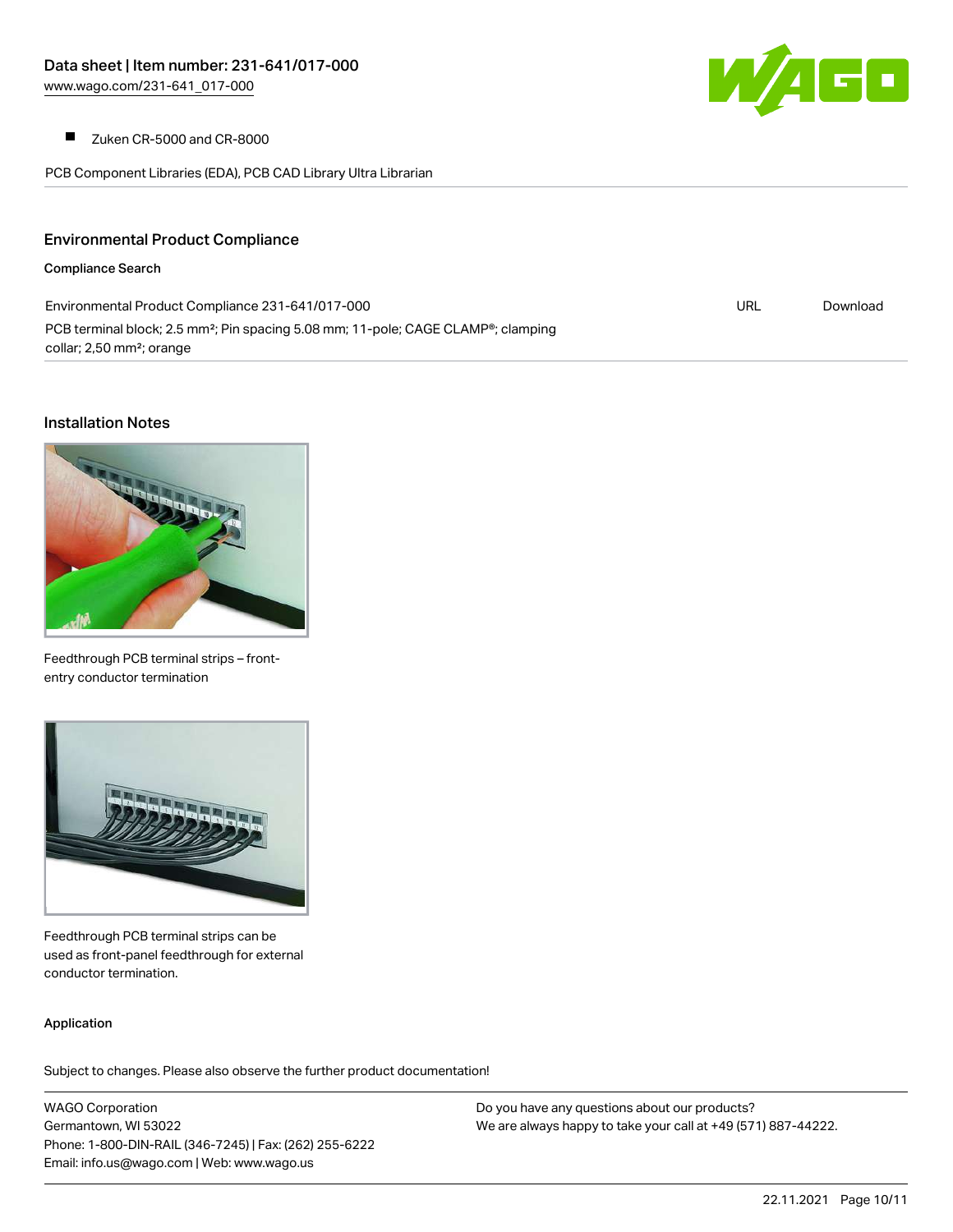- Zuken CR-5000 and CR-8000

PCB Component Libraries (EDA), PCB CAD Library Ultra Librarian

## Environmental Product Compliance

### Compliance Search

| | | |
|---|---|---|
| Environmental Product Compliance 231-641/017-000<br>PCB terminal block; 2.5 mm²; Pin spacing 5.08 mm; 11-pole; CAGE CLAMP®; clamping collar; 2,50 mm²; orange | URL | Download |

## Installation Notes

Feedthrough PCB terminal strips – front-entry conductor termination

Feedthrough PCB terminal strips can be used as front-panel feedthrough for external conductor termination.

### Application

Subject to changes. Please also observe the further product documentation!

WAGO Corporation
Germantown, WI 53022
Phone: 1-800-DIN-RAIL (346-7245) | Fax: (262) 255-6222
Email: info.us@wago.com | Web: www.wago.us

Do you have any questions about our products?
We are always happy to take your call at +49 (571) 887-44222.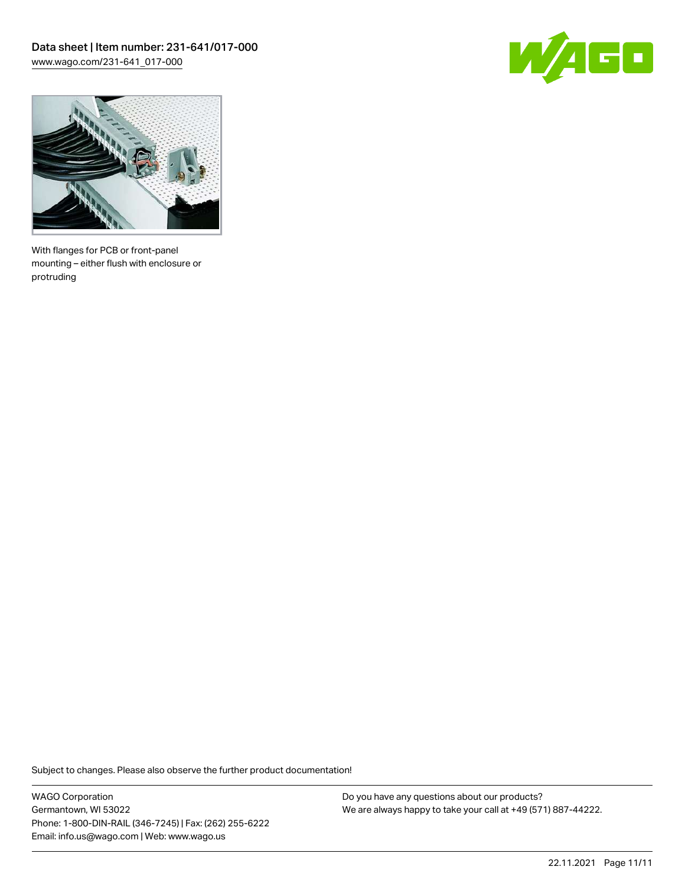With flanges for PCB or front-panel mounting – either flush with enclosure or protruding

Subject to changes. Please also observe the further product documentation!

WAGO Corporation
Germantown, WI 53022
Phone: 1-800-DIN-RAIL (346-7245) | Fax: (262) 255-6222
Email: info.us@wago.com | Web: www.wago.us

Do you have any questions about our products?
We are always happy to take your call at +49 (571) 887-44222.